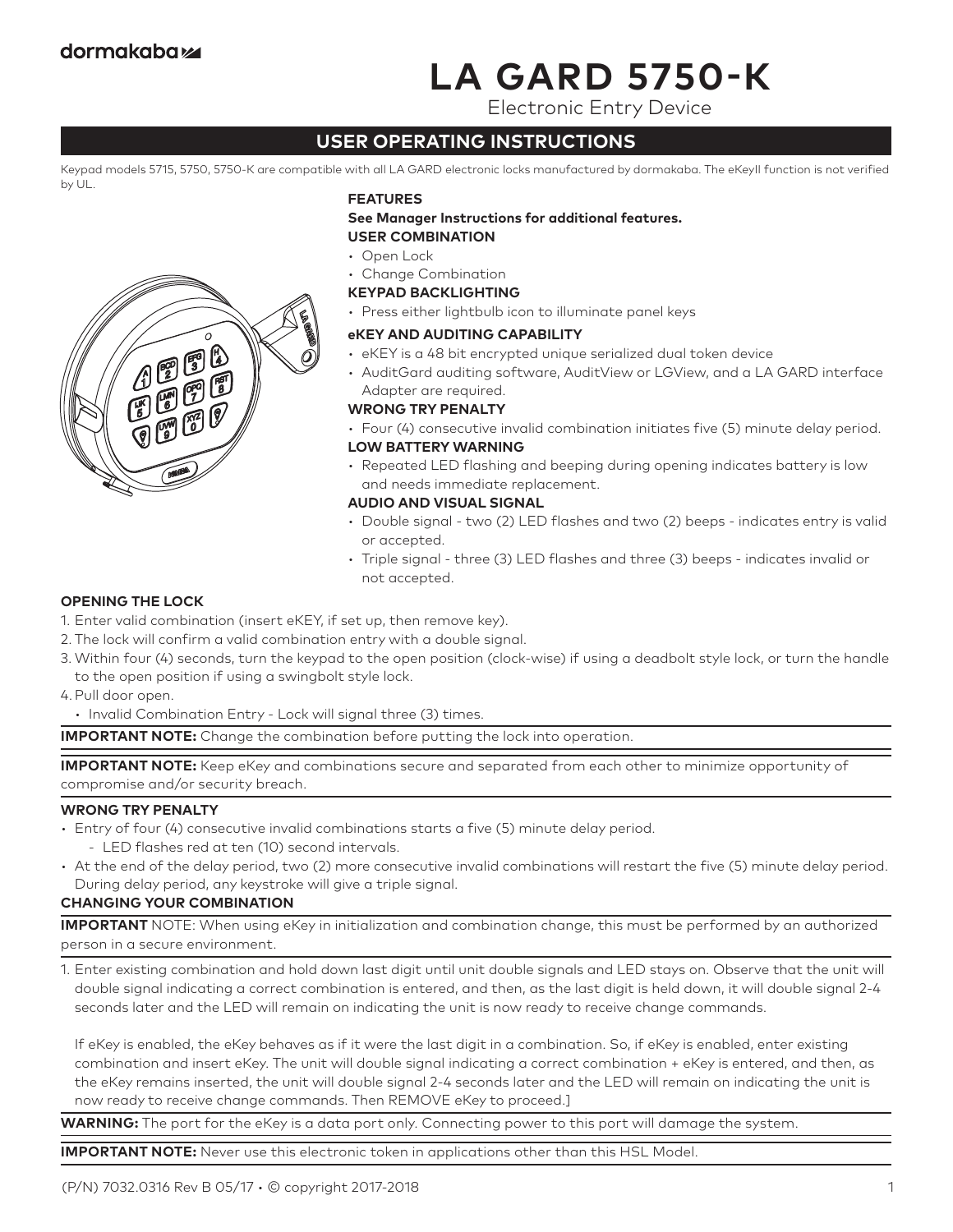dormakaba

# LA GARD 5750-K

Electronic Entry Device

## USER OPERATING INSTRUCTIONS

Keypad models 5715, 5750, 5750-K are compatible with all LA GARD electronic locks manufactured by dormakaba. The eKeyII function is not verified by UL.

### FEATURES

**See Manager Instructions for additional features.**

**USER COMBINATION**

- Open Lock
- Change Combination

**KEYPAD BACKLIGHTING**

- Press either lightbulb icon to illuminate panel keys

**eKEY AND AUDITING CAPABILITY**

- eKEY is a 48 bit encrypted unique serialized dual token device
- AuditGard auditing software, AuditView or LGView, and a LA GARD interface Adapter are required.

**WRONG TRY PENALTY**

- Four (4) consecutive invalid combination initiates five (5) minute delay period.

**LOW BATTERY WARNING**

- Repeated LED flashing and beeping during opening indicates battery is low and needs immediate replacement.

**AUDIO AND VISUAL SIGNAL**

- Double signal - two (2) LED flashes and two (2) beeps - indicates entry is valid or accepted.
- Triple signal - three (3) LED flashes and three (3) beeps - indicates invalid or not accepted.

### OPENING THE LOCK

1. Enter valid combination (insert eKEY, if set up, then remove key).
2. The lock will confirm a valid combination entry with a double signal.
3. Within four (4) seconds, turn the keypad to the open position (clock-wise) if using a deadbolt style lock, or turn the handle to the open position if using a swingbolt style lock.
4. Pull door open.
   - Invalid Combination Entry - Lock will signal three (3) times.

**IMPORTANT NOTE:** Change the combination before putting the lock into operation.

**IMPORTANT NOTE:** Keep eKey and combinations secure and separated from each other to minimize opportunity of compromise and/or security breach.

### WRONG TRY PENALTY

- Entry of four (4) consecutive invalid combinations starts a five (5) minute delay period.
  - LED flashes red at ten (10) second intervals.
- At the end of the delay period, two (2) more consecutive invalid combinations will restart the five (5) minute delay period. During delay period, any keystroke will give a triple signal.

### CHANGING YOUR COMBINATION

**IMPORTANT** NOTE: When using eKey in initialization and combination change, this must be performed by an authorized person in a secure environment.

1. Enter existing combination and hold down last digit until unit double signals and LED stays on. Observe that the unit will double signal indicating a correct combination is entered, and then, as the last digit is held down, it will double signal 2-4 seconds later and the LED will remain on indicating the unit is now ready to receive change commands.

   If eKey is enabled, the eKey behaves as if it were the last digit in a combination. So, if eKey is enabled, enter existing combination and insert eKey. The unit will double signal indicating a correct combination + eKey is entered, and then, as the eKey remains inserted, the unit will double signal 2-4 seconds later and the LED will remain on indicating the unit is now ready to receive change commands. Then REMOVE eKey to proceed.]

**WARNING:** The port for the eKey is a data port only. Connecting power to this port will damage the system.

**IMPORTANT NOTE:** Never use this electronic token in applications other than this HSL Model.

(P/N) 7032.0316 Rev B 05/17 • © copyright 2017-2018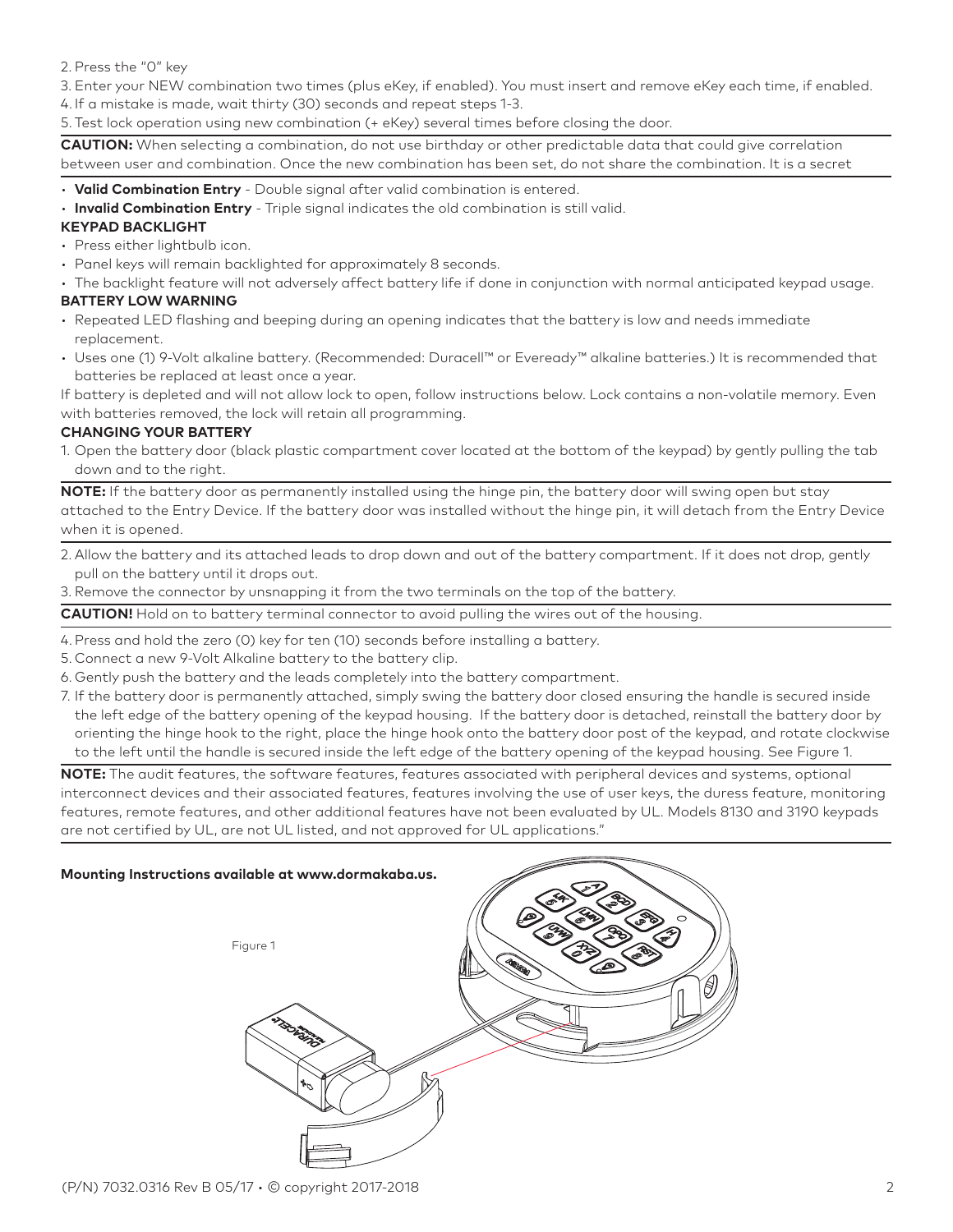2. Press the "0" key
3. Enter your NEW combination two times (plus eKey, if enabled). You must insert and remove eKey each time, if enabled.
4. If a mistake is made, wait thirty (30) seconds and repeat steps 1-3.
5. Test lock operation using new combination (+ eKey) several times before closing the door.

**CAUTION:** When selecting a combination, do not use birthday or other predictable data that could give correlation between user and combination. Once the new combination has been set, do not share the combination. It is a secret

- **Valid Combination Entry** - Double signal after valid combination is entered.
- **Invalid Combination Entry** - Triple signal indicates the old combination is still valid.

**KEYPAD BACKLIGHT**

- Press either lightbulb icon.
- Panel keys will remain backlighted for approximately 8 seconds.
- The backlight feature will not adversely affect battery life if done in conjunction with normal anticipated keypad usage.

**BATTERY LOW WARNING**

- Repeated LED flashing and beeping during an opening indicates that the battery is low and needs immediate replacement.
- Uses one (1) 9-Volt alkaline battery. (Recommended: Duracell™ or Eveready™ alkaline batteries.) It is recommended that batteries be replaced at least once a year.

If battery is depleted and will not allow lock to open, follow instructions below. Lock contains a non-volatile memory. Even with batteries removed, the lock will retain all programming.

**CHANGING YOUR BATTERY**

1. Open the battery door (black plastic compartment cover located at the bottom of the keypad) by gently pulling the tab down and to the right.

**NOTE:** If the battery door as permanently installed using the hinge pin, the battery door will swing open but stay attached to the Entry Device. If the battery door was installed without the hinge pin, it will detach from the Entry Device when it is opened.

2. Allow the battery and its attached leads to drop down and out of the battery compartment. If it does not drop, gently pull on the battery until it drops out.
3. Remove the connector by unsnapping it from the two terminals on the top of the battery.

**CAUTION!** Hold on to battery terminal connector to avoid pulling the wires out of the housing.

4. Press and hold the zero (0) key for ten (10) seconds before installing a battery.
5. Connect a new 9-Volt Alkaline battery to the battery clip.
6. Gently push the battery and the leads completely into the battery compartment.
7. If the battery door is permanently attached, simply swing the battery door closed ensuring the handle is secured inside the left edge of the battery opening of the keypad housing. If the battery door is detached, reinstall the battery door by orienting the hinge hook to the right, place the hinge hook onto the battery door post of the keypad, and rotate clockwise to the left until the handle is secured inside the left edge of the battery opening of the keypad housing. See Figure 1.

**NOTE:** The audit features, the software features, features associated with peripheral devices and systems, optional interconnect devices and their associated features, features involving the use of user keys, the duress feature, monitoring features, remote features, and other additional features have not been evaluated by UL. Models 8130 and 3190 keypads are not certified by UL, are not UL listed, and not approved for UL applications."

**Mounting Instructions available at www.dormakaba.us.**

Figure 1

(P/N) 7032.0316 Rev B 05/17 • © copyright 2017-2018